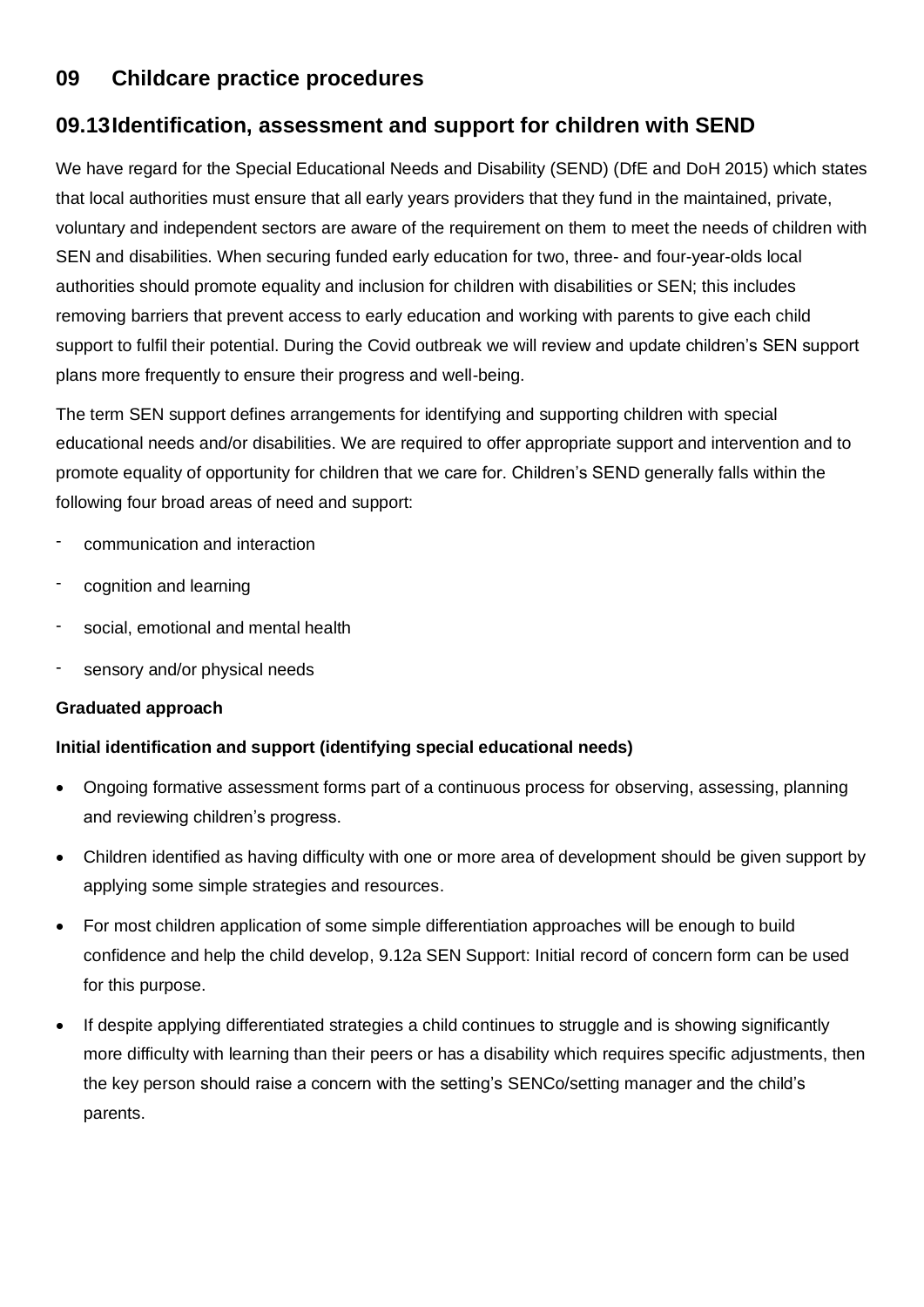# 09 Childcare practice procedures

## 09.13 Identification, assessment and support for children with SEND

We have regard for the Special Educational Needs and Disability (SEND) (DfE and DoH 2015) which states that local authorities must ensure that all early years providers that they fund in the maintained, private, voluntary and independent sectors are aware of the requirement on them to meet the needs of children with SEN and disabilities. When securing funded early education for two, three- and four-year-olds local authorities should promote equality and inclusion for children with disabilities or SEN; this includes removing barriers that prevent access to early education and working with parents to give each child support to fulfil their potential. During the Covid outbreak we will review and update children's SEN support plans more frequently to ensure their progress and well-being.

The term SEN support defines arrangements for identifying and supporting children with special educational needs and/or disabilities. We are required to offer appropriate support and intervention and to promote equality of opportunity for children that we care for. Children's SEND generally falls within the following four broad areas of need and support:

- communication and interaction
- cognition and learning
- social, emotional and mental health
- sensory and/or physical needs

**Graduated approach**

**Initial identification and support (identifying special educational needs)**

- Ongoing formative assessment forms part of a continuous process for observing, assessing, planning and reviewing children's progress.
- Children identified as having difficulty with one or more area of development should be given support by applying some simple strategies and resources.
- For most children application of some simple differentiation approaches will be enough to build confidence and help the child develop, 9.12a SEN Support: Initial record of concern form can be used for this purpose.
- If despite applying differentiated strategies a child continues to struggle and is showing significantly more difficulty with learning than their peers or has a disability which requires specific adjustments, then the key person should raise a concern with the setting's SENCo/setting manager and the child's parents.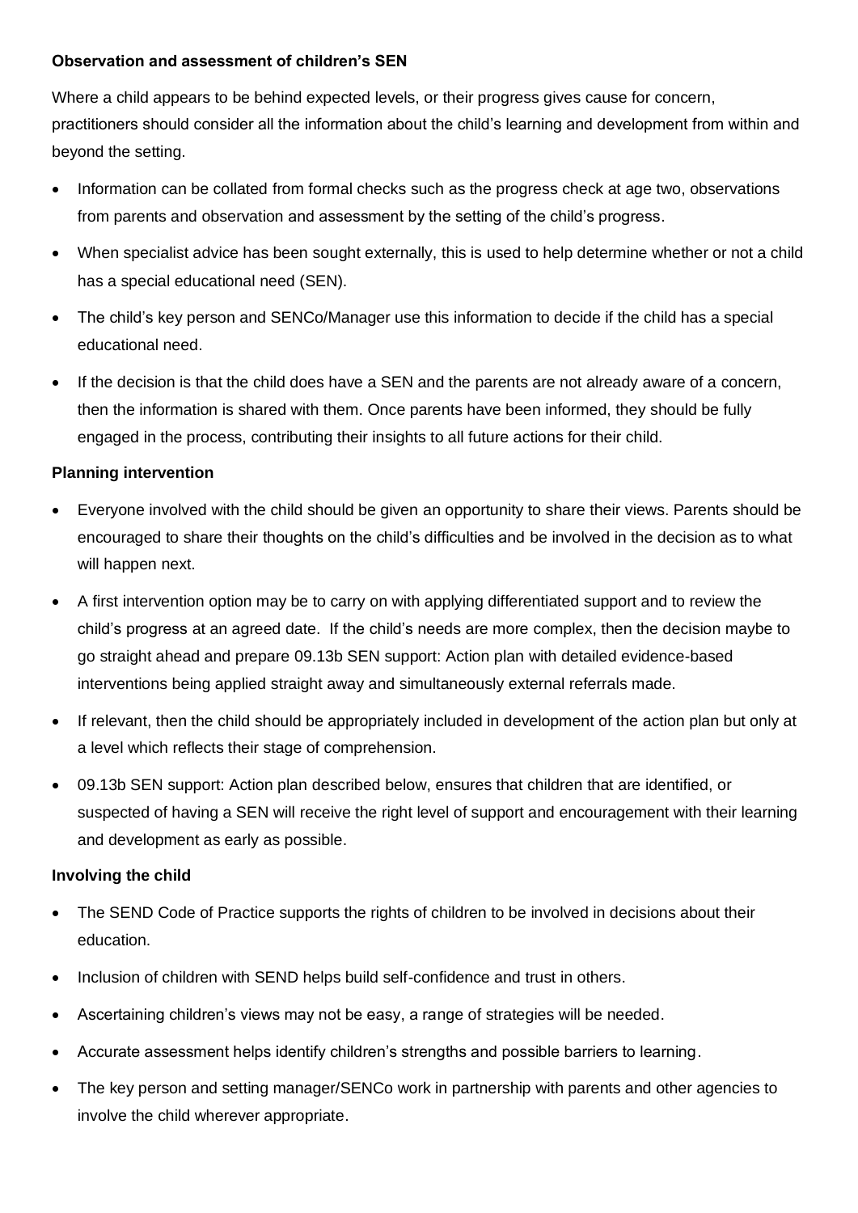**Observation and assessment of children's SEN**

Where a child appears to be behind expected levels, or their progress gives cause for concern, practitioners should consider all the information about the child's learning and development from within and beyond the setting.

- Information can be collated from formal checks such as the progress check at age two, observations from parents and observation and assessment by the setting of the child's progress.
- When specialist advice has been sought externally, this is used to help determine whether or not a child has a special educational need (SEN).
- The child's key person and SENCo/Manager use this information to decide if the child has a special educational need.
- If the decision is that the child does have a SEN and the parents are not already aware of a concern, then the information is shared with them. Once parents have been informed, they should be fully engaged in the process, contributing their insights to all future actions for their child.

**Planning intervention**

- Everyone involved with the child should be given an opportunity to share their views. Parents should be encouraged to share their thoughts on the child's difficulties and be involved in the decision as to what will happen next.
- A first intervention option may be to carry on with applying differentiated support and to review the child's progress at an agreed date. If the child's needs are more complex, then the decision maybe to go straight ahead and prepare 09.13b SEN support: Action plan with detailed evidence-based interventions being applied straight away and simultaneously external referrals made.
- If relevant, then the child should be appropriately included in development of the action plan but only at a level which reflects their stage of comprehension.
- 09.13b SEN support: Action plan described below, ensures that children that are identified, or suspected of having a SEN will receive the right level of support and encouragement with their learning and development as early as possible.

**Involving the child**

- The SEND Code of Practice supports the rights of children to be involved in decisions about their education.
- Inclusion of children with SEND helps build self-confidence and trust in others.
- Ascertaining children's views may not be easy, a range of strategies will be needed.
- Accurate assessment helps identify children's strengths and possible barriers to learning.
- The key person and setting manager/SENCo work in partnership with parents and other agencies to involve the child wherever appropriate.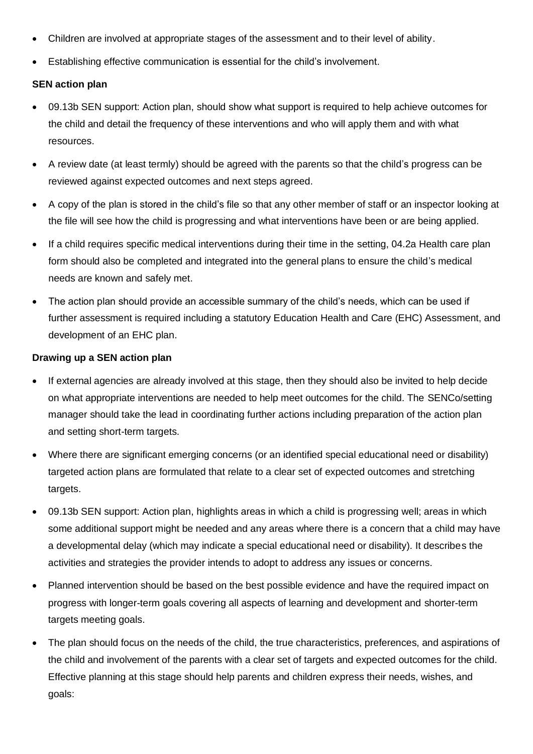- Children are involved at appropriate stages of the assessment and to their level of ability.
- Establishing effective communication is essential for the child's involvement.

**SEN action plan**

- 09.13b SEN support: Action plan, should show what support is required to help achieve outcomes for the child and detail the frequency of these interventions and who will apply them and with what resources.
- A review date (at least termly) should be agreed with the parents so that the child's progress can be reviewed against expected outcomes and next steps agreed.
- A copy of the plan is stored in the child's file so that any other member of staff or an inspector looking at the file will see how the child is progressing and what interventions have been or are being applied.
- If a child requires specific medical interventions during their time in the setting, 04.2a Health care plan form should also be completed and integrated into the general plans to ensure the child's medical needs are known and safely met.
- The action plan should provide an accessible summary of the child's needs, which can be used if further assessment is required including a statutory Education Health and Care (EHC) Assessment, and development of an EHC plan.

**Drawing up a SEN action plan**

- If external agencies are already involved at this stage, then they should also be invited to help decide on what appropriate interventions are needed to help meet outcomes for the child. The SENCo/setting manager should take the lead in coordinating further actions including preparation of the action plan and setting short-term targets.
- Where there are significant emerging concerns (or an identified special educational need or disability) targeted action plans are formulated that relate to a clear set of expected outcomes and stretching targets.
- 09.13b SEN support: Action plan, highlights areas in which a child is progressing well; areas in which some additional support might be needed and any areas where there is a concern that a child may have a developmental delay (which may indicate a special educational need or disability). It describes the activities and strategies the provider intends to adopt to address any issues or concerns.
- Planned intervention should be based on the best possible evidence and have the required impact on progress with longer-term goals covering all aspects of learning and development and shorter-term targets meeting goals.
- The plan should focus on the needs of the child, the true characteristics, preferences, and aspirations of the child and involvement of the parents with a clear set of targets and expected outcomes for the child. Effective planning at this stage should help parents and children express their needs, wishes, and goals: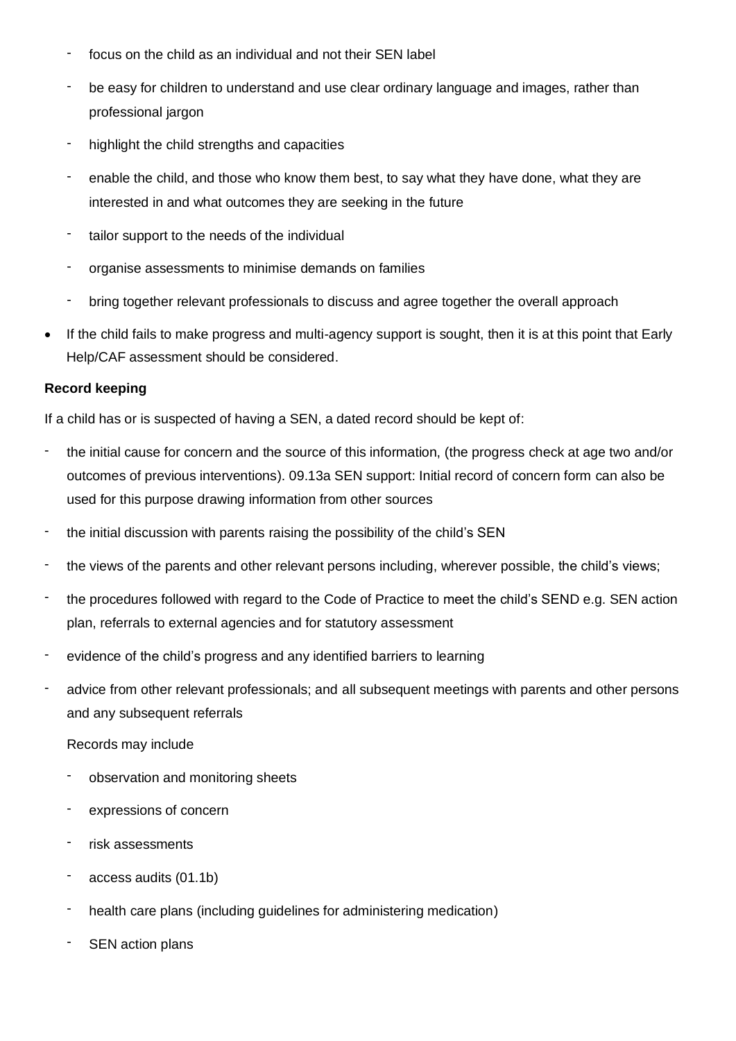- focus on the child as an individual and not their SEN label
  - be easy for children to understand and use clear ordinary language and images, rather than professional jargon
  - highlight the child strengths and capacities
  - enable the child, and those who know them best, to say what they have done, what they are interested in and what outcomes they are seeking in the future
  - tailor support to the needs of the individual
  - organise assessments to minimise demands on families
  - bring together relevant professionals to discuss and agree together the overall approach
- If the child fails to make progress and multi-agency support is sought, then it is at this point that Early Help/CAF assessment should be considered.

**Record keeping**

If a child has or is suspected of having a SEN, a dated record should be kept of:

- the initial cause for concern and the source of this information, (the progress check at age two and/or outcomes of previous interventions). 09.13a SEN support: Initial record of concern form can also be used for this purpose drawing information from other sources
- the initial discussion with parents raising the possibility of the child's SEN
- the views of the parents and other relevant persons including, wherever possible, the child's views;
- the procedures followed with regard to the Code of Practice to meet the child's SEND e.g. SEN action plan, referrals to external agencies and for statutory assessment
- evidence of the child's progress and any identified barriers to learning
- advice from other relevant professionals; and all subsequent meetings with parents and other persons and any subsequent referrals

  Records may include

  - observation and monitoring sheets
  - expressions of concern
  - risk assessments
  - access audits (01.1b)
  - health care plans (including guidelines for administering medication)
  - SEN action plans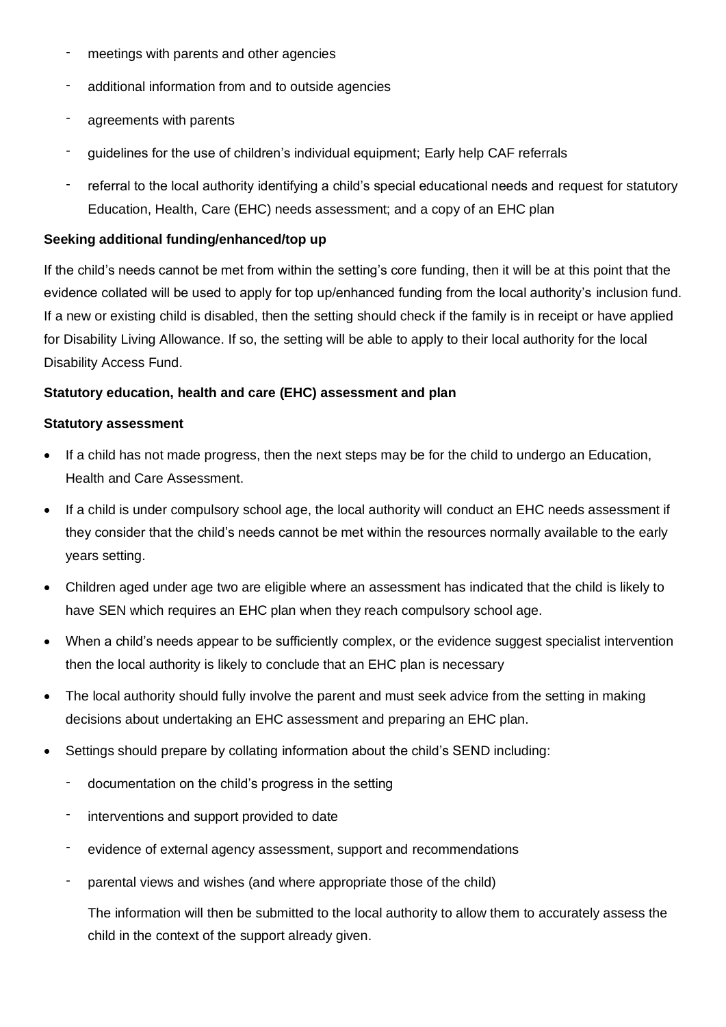- meetings with parents and other agencies
- additional information from and to outside agencies
- agreements with parents
- guidelines for the use of children's individual equipment; Early help CAF referrals
- referral to the local authority identifying a child's special educational needs and request for statutory Education, Health, Care (EHC) needs assessment; and a copy of an EHC plan

**Seeking additional funding/enhanced/top up**

If the child's needs cannot be met from within the setting's core funding, then it will be at this point that the evidence collated will be used to apply for top up/enhanced funding from the local authority's inclusion fund. If a new or existing child is disabled, then the setting should check if the family is in receipt or have applied for Disability Living Allowance. If so, the setting will be able to apply to their local authority for the local Disability Access Fund.

**Statutory education, health and care (EHC) assessment and plan**

**Statutory assessment**

- If a child has not made progress, then the next steps may be for the child to undergo an Education, Health and Care Assessment.
- If a child is under compulsory school age, the local authority will conduct an EHC needs assessment if they consider that the child's needs cannot be met within the resources normally available to the early years setting.
- Children aged under age two are eligible where an assessment has indicated that the child is likely to have SEN which requires an EHC plan when they reach compulsory school age.
- When a child's needs appear to be sufficiently complex, or the evidence suggest specialist intervention then the local authority is likely to conclude that an EHC plan is necessary
- The local authority should fully involve the parent and must seek advice from the setting in making decisions about undertaking an EHC assessment and preparing an EHC plan.
- Settings should prepare by collating information about the child's SEND including:
    - documentation on the child's progress in the setting
    - interventions and support provided to date
    - evidence of external agency assessment, support and recommendations
    - parental views and wishes (and where appropriate those of the child)

    The information will then be submitted to the local authority to allow them to accurately assess the child in the context of the support already given.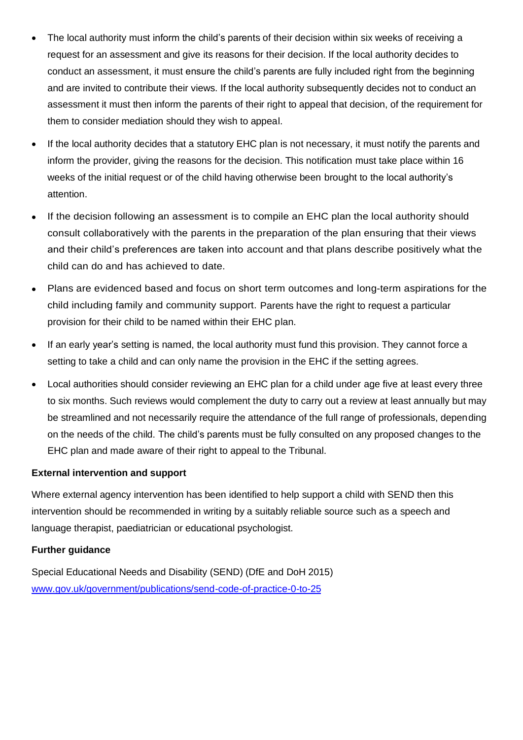- The local authority must inform the child's parents of their decision within six weeks of receiving a request for an assessment and give its reasons for their decision. If the local authority decides to conduct an assessment, it must ensure the child's parents are fully included right from the beginning and are invited to contribute their views. If the local authority subsequently decides not to conduct an assessment it must then inform the parents of their right to appeal that decision, of the requirement for them to consider mediation should they wish to appeal.
- If the local authority decides that a statutory EHC plan is not necessary, it must notify the parents and inform the provider, giving the reasons for the decision. This notification must take place within 16 weeks of the initial request or of the child having otherwise been brought to the local authority's attention.
- If the decision following an assessment is to compile an EHC plan the local authority should consult collaboratively with the parents in the preparation of the plan ensuring that their views and their child's preferences are taken into account and that plans describe positively what the child can do and has achieved to date.
- Plans are evidenced based and focus on short term outcomes and long-term aspirations for the child including family and community support. Parents have the right to request a particular provision for their child to be named within their EHC plan.
- If an early year's setting is named, the local authority must fund this provision. They cannot force a setting to take a child and can only name the provision in the EHC if the setting agrees.
- Local authorities should consider reviewing an EHC plan for a child under age five at least every three to six months. Such reviews would complement the duty to carry out a review at least annually but may be streamlined and not necessarily require the attendance of the full range of professionals, depending on the needs of the child. The child's parents must be fully consulted on any proposed changes to the EHC plan and made aware of their right to appeal to the Tribunal.

**External intervention and support**

Where external agency intervention has been identified to help support a child with SEND then this intervention should be recommended in writing by a suitably reliable source such as a speech and language therapist, paediatrician or educational psychologist.

**Further guidance**

Special Educational Needs and Disability (SEND) (DfE and DoH 2015)
[www.gov.uk/government/publications/send-code-of-practice-0-to-25](http://www.gov.uk/government/publications/send-code-of-practice-0-to-25)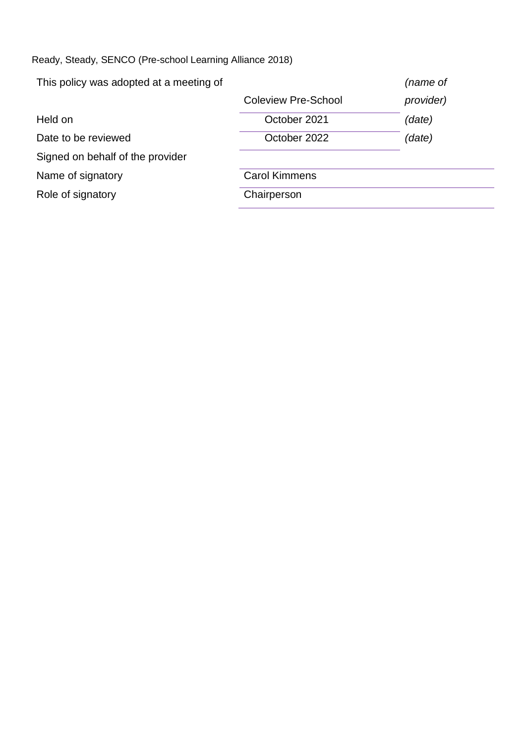Ready, Steady, SENCO (Pre-school Learning Alliance 2018)

| | | |
|---|---|---|
| This policy was adopted at a meeting of | Coleview Pre-School | *(name of provider)* |
| Held on | October 2021 | *(date)* |
| Date to be reviewed | October 2022 | *(date)* |
| Signed on behalf of the provider | | |
| Name of signatory | Carol Kimmens | |
| Role of signatory | Chairperson | |